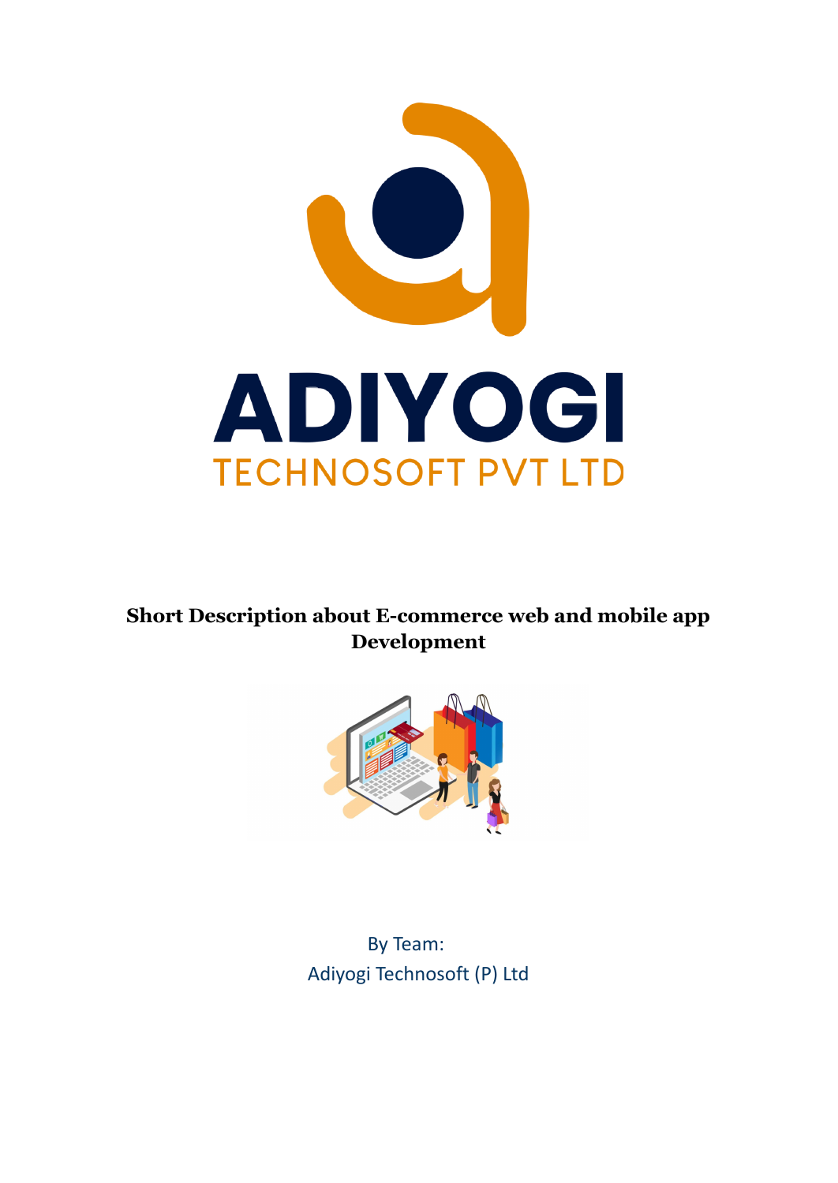ADIYOGI

TECHNOSOFT PVT LTD

**Short Description about E-commerce web and mobile app Development**

By Team:
Adiyogi Technosoft (P) Ltd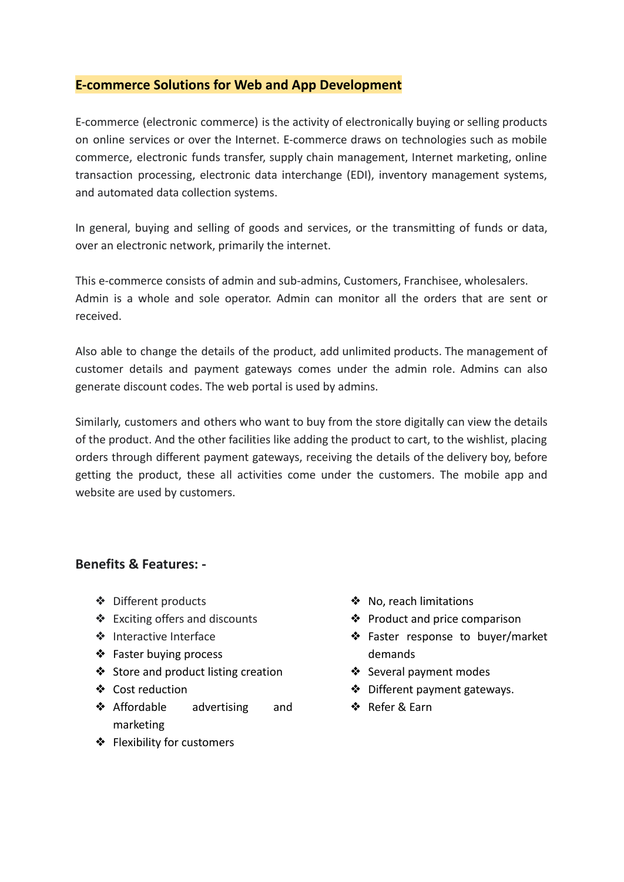## E-commerce Solutions for Web and App Development

E-commerce (electronic commerce) is the activity of electronically buying or selling products on online services or over the Internet. E-commerce draws on technologies such as mobile commerce, electronic funds transfer, supply chain management, Internet marketing, online transaction processing, electronic data interchange (EDI), inventory management systems, and automated data collection systems.

In general, buying and selling of goods and services, or the transmitting of funds or data, over an electronic network, primarily the internet.

This e-commerce consists of admin and sub-admins, Customers, Franchisee, wholesalers. Admin is a whole and sole operator. Admin can monitor all the orders that are sent or received.

Also able to change the details of the product, add unlimited products. The management of customer details and payment gateways comes under the admin role. Admins can also generate discount codes. The web portal is used by admins.

Similarly, customers and others who want to buy from the store digitally can view the details of the product. And the other facilities like adding the product to cart, to the wishlist, placing orders through different payment gateways, receiving the details of the delivery boy, before getting the product, these all activities come under the customers. The mobile app and website are used by customers.

### Benefits & Features: -

- Different products
- Exciting offers and discounts
- Interactive Interface
- Faster buying process
- Store and product listing creation
- Cost reduction
- Affordable advertising and marketing
- Flexibility for customers
- No, reach limitations
- Product and price comparison
- Faster response to buyer/market demands
- Several payment modes
- Different payment gateways.
- Refer & Earn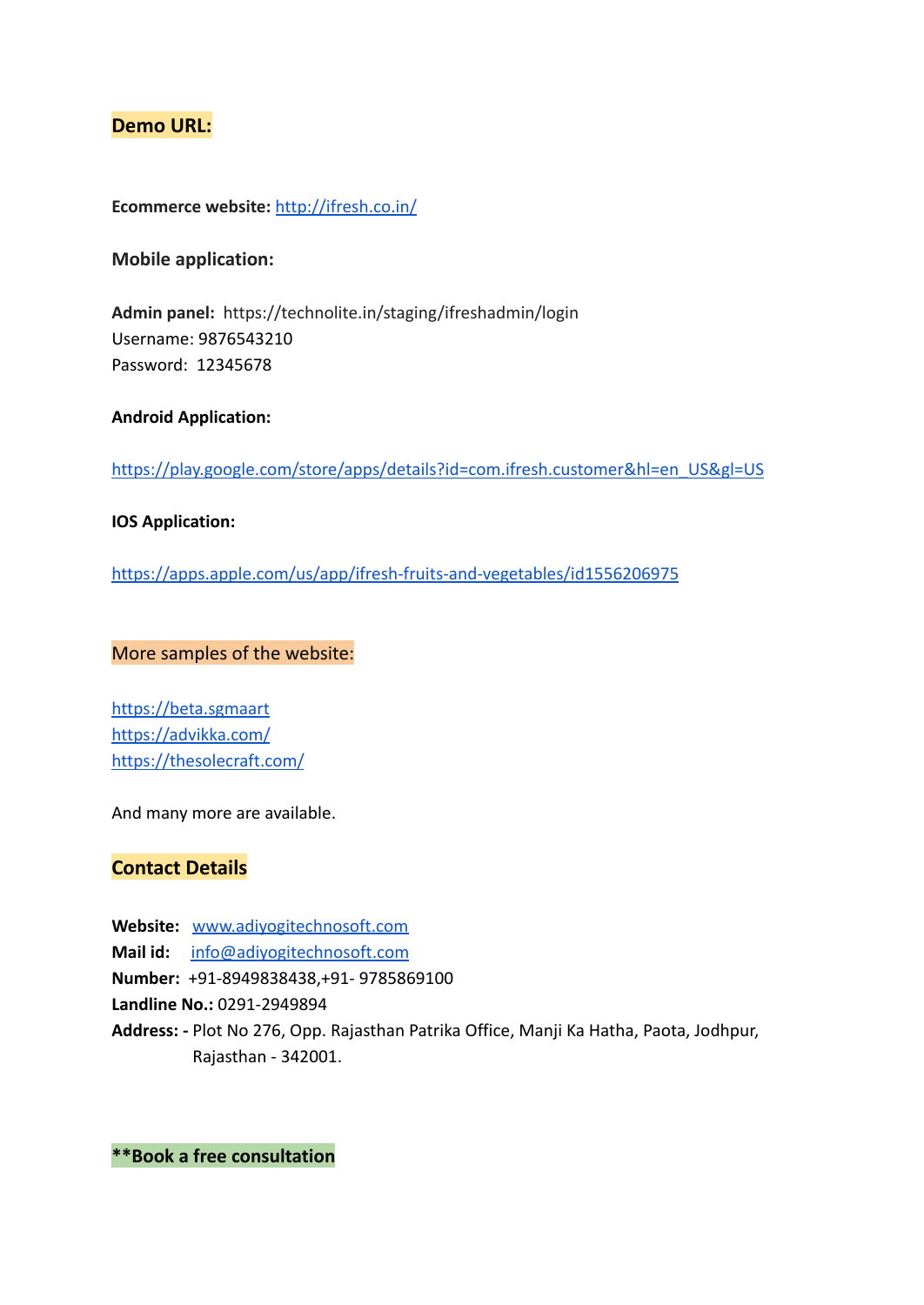## Demo URL:

**Ecommerce website:** [http://ifresh.co.in/](http://ifresh.co.in/)

### Mobile application:

**Admin panel:** https://technolite.in/staging/ifreshadmin/login
Username: 9876543210
Password: 12345678

**Android Application:**

[https://play.google.com/store/apps/details?id=com.ifresh.customer&hl=en_US&gl=US](https://play.google.com/store/apps/details?id=com.ifresh.customer&hl=en_US&gl=US)

**IOS Application:**

[https://apps.apple.com/us/app/ifresh-fruits-and-vegetables/id1556206975](https://apps.apple.com/us/app/ifresh-fruits-and-vegetables/id1556206975)

## More samples of the website:

[https://beta.sgmaart](https://beta.sgmaart)
[https://advikka.com/](https://advikka.com/)
[https://thesolecraft.com/](https://thesolecraft.com/)

And many more are available.

## Contact Details

**Website:** [www.adiyogitechnosoft.com](http://www.adiyogitechnosoft.com)
**Mail id:** [info@adiyogitechnosoft.com](mailto:info@adiyogitechnosoft.com)
**Number:** +91-8949838438,+91- 9785869100
**Landline No.:** 0291-2949894
**Address: -** Plot No 276, Opp. Rajasthan Patrika Office, Manji Ka Hatha, Paota, Jodhpur, Rajasthan - 342001.

**\*\*Book a free consultation**